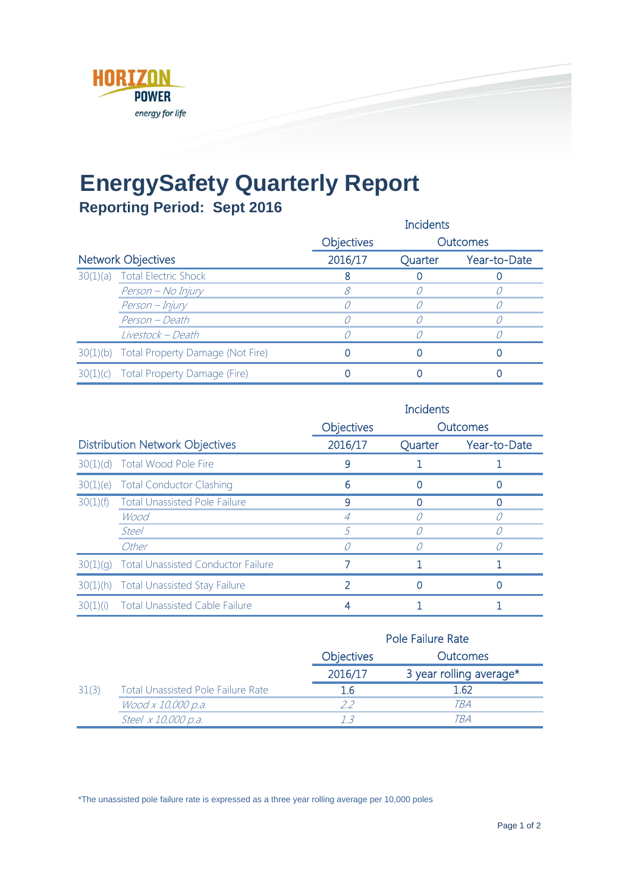# EnergySafety Quarterly Report

## Reporting Period: Sept 2016

| Network Objectives | | Objectives 2016/17 | Incidents Outcomes Quarter | Incidents Outcomes Year-to-Date |
|---|---|---|---|---|
| 30(1)(a) | Total Electric Shock | 8 | 0 | 0 |
| | *Person – No Injury* | *8* | *0* | *0* |
| | *Person – Injury* | *0* | *0* | *0* |
| | *Person – Death* | *0* | *0* | *0* |
| | *Livestock – Death* | *0* | *0* | *0* |
| 30(1)(b) | Total Property Damage (Not Fire) | 0 | 0 | 0 |
| 30(1)(c) | Total Property Damage (Fire) | 0 | 0 | 0 |

| Distribution Network Objectives | | Objectives 2016/17 | Incidents Outcomes Quarter | Incidents Outcomes Year-to-Date |
|---|---|---|---|---|
| 30(1)(d) | Total Wood Pole Fire | 9 | 1 | 1 |
| 30(1)(e) | Total Conductor Clashing | 6 | 0 | 0 |
| 30(1)(f) | Total Unassisted Pole Failure | 9 | 0 | 0 |
| | *Wood* | *4* | *0* | *0* |
| | *Steel* | *5* | *0* | *0* |
| | *Other* | *0* | *0* | *0* |
| 30(1)(g) | Total Unassisted Conductor Failure | 7 | 1 | 1 |
| 30(1)(h) | Total Unassisted Stay Failure | 2 | 0 | 0 |
| 30(1)(i) | Total Unassisted Cable Failure | 4 | 1 | 1 |

| | | Pole Failure Rate Objectives 2016/17 | Pole Failure Rate Outcomes 3 year rolling average* |
|---|---|---|---|
| 31(3) | Total Unassisted Pole Failure Rate | 1.6 | 1.62 |
| | *Wood x 10,000 p.a.* | *2.2* | *TBA* |
| | *Steel x 10,000 p.a.* | *1.3* | *TBA* |

*The unassisted pole failure rate is expressed as a three year rolling average per 10,000 poles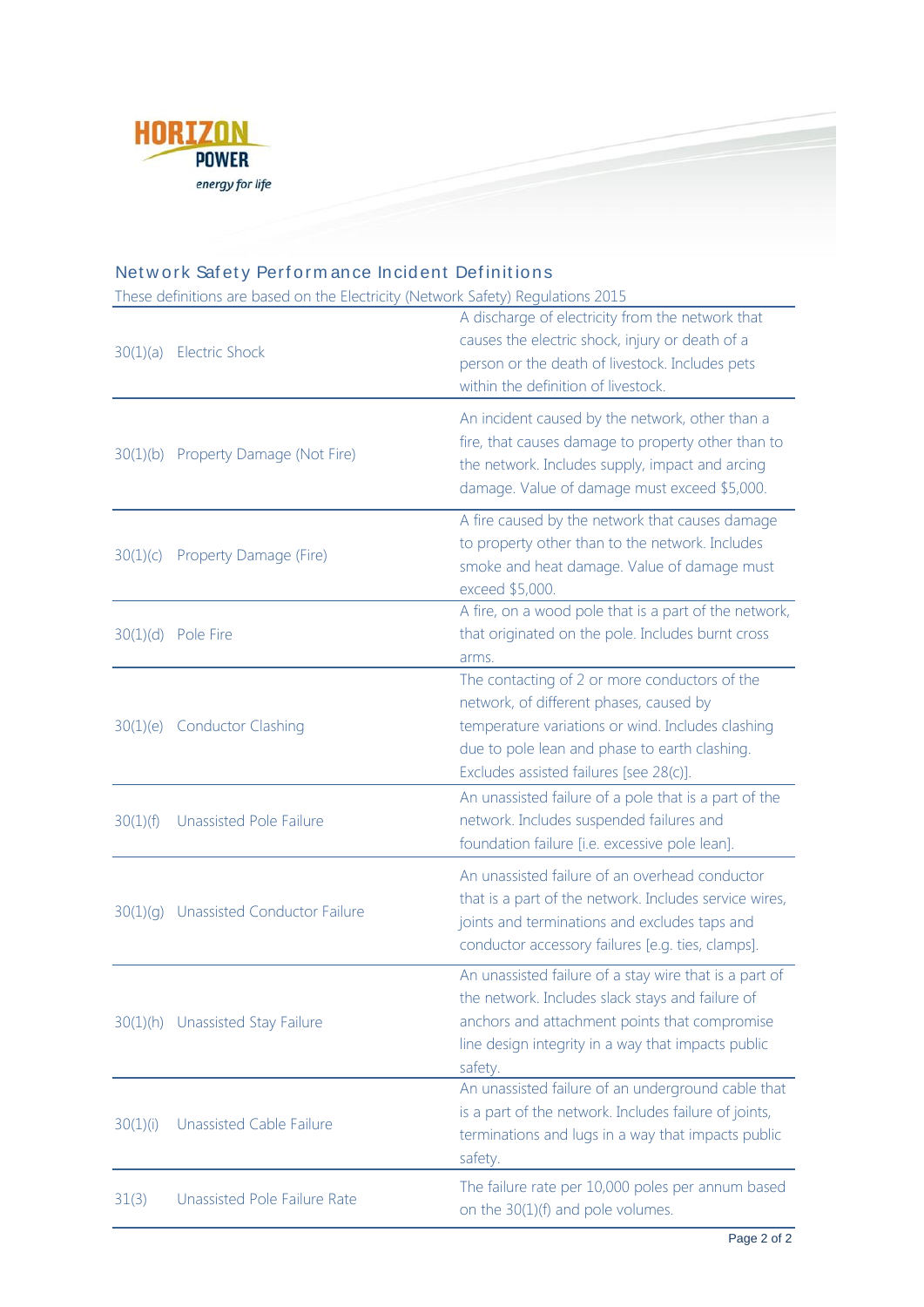## Network Safety Performance Incident Definitions

These definitions are based on the Electricity (Network Safety) Regulations 2015

| | | |
|---|---|---|
| 30(1)(a) | Electric Shock | A discharge of electricity from the network that causes the electric shock, injury or death of a person or the death of livestock. Includes pets within the definition of livestock. |
| 30(1)(b) | Property Damage (Not Fire) | An incident caused by the network, other than a fire, that causes damage to property other than to the network. Includes supply, impact and arcing damage. Value of damage must exceed $5,000. |
| 30(1)(c) | Property Damage (Fire) | A fire caused by the network that causes damage to property other than the network. Includes smoke and heat damage. Value of damage must exceed $5,000. |
| 30(1)(d) | Pole Fire | A fire, on a wood pole that is a part of the network, that originated on the pole. Includes burnt cross arms. |
| 30(1)(e) | Conductor Clashing | The contacting of 2 or more conductors of the network, of different phases, caused by temperature variations or wind. Includes clashing due to pole lean and phase to earth clashing. Excludes assisted failures [see 28(c)]. |
| 30(1)(f) | Unassisted Pole Failure | An unassisted failure of a pole that is a part of the network. Includes suspended failures and foundation failure [i.e. excessive pole lean]. |
| 30(1)(g) | Unassisted Conductor Failure | An unassisted failure of an overhead conductor that is a part of the network. Includes service wires, joints and terminations and excludes taps and conductor accessory failures [e.g. ties, clamps]. |
| 30(1)(h) | Unassisted Stay Failure | An unassisted failure of a stay wire that is a part of the network. Includes slack stays and failure of anchors and attachment points that compromise line design integrity in a way that impacts public safety. |
| 30(1)(i) | Unassisted Cable Failure | An unassisted failure of an underground cable that is a part of the network. Includes failure of joints, terminations and lugs in a way that impacts public safety. |
| 31(3) | Unassisted Pole Failure Rate | The failure rate per 10,000 poles per annum based on the 30(1)(f) and pole volumes. |